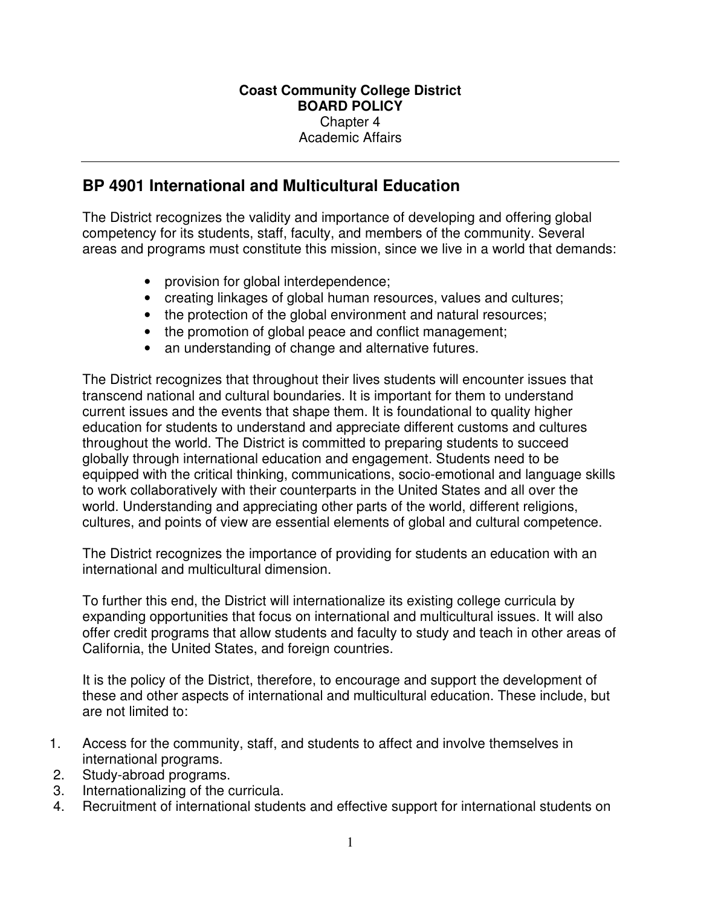**Coast Community College District**
**BOARD POLICY**
Chapter 4
Academic Affairs

---

## BP 4901 International and Multicultural Education

The District recognizes the validity and importance of developing and offering global competency for its students, staff, faculty, and members of the community. Several areas and programs must constitute this mission, since we live in a world that demands:

- provision for global interdependence;
- creating linkages of global human resources, values and cultures;
- the protection of the global environment and natural resources;
- the promotion of global peace and conflict management;
- an understanding of change and alternative futures.

The District recognizes that throughout their lives students will encounter issues that transcend national and cultural boundaries. It is important for them to understand current issues and the events that shape them. It is foundational to quality higher education for students to understand and appreciate different customs and cultures throughout the world. The District is committed to preparing students to succeed globally through international education and engagement. Students need to be equipped with the critical thinking, communications, socio-emotional and language skills to work collaboratively with their counterparts in the United States and all over the world. Understanding and appreciating other parts of the world, different religions, cultures, and points of view are essential elements of global and cultural competence.

The District recognizes the importance of providing for students an education with an international and multicultural dimension.

To further this end, the District will internationalize its existing college curricula by expanding opportunities that focus on international and multicultural issues. It will also offer credit programs that allow students and faculty to study and teach in other areas of California, the United States, and foreign countries.

It is the policy of the District, therefore, to encourage and support the development of these and other aspects of international and multicultural education. These include, but are not limited to:

1. Access for the community, staff, and students to affect and involve themselves in international programs.
2. Study-abroad programs.
3. Internationalizing of the curricula.
4. Recruitment of international students and effective support for international students on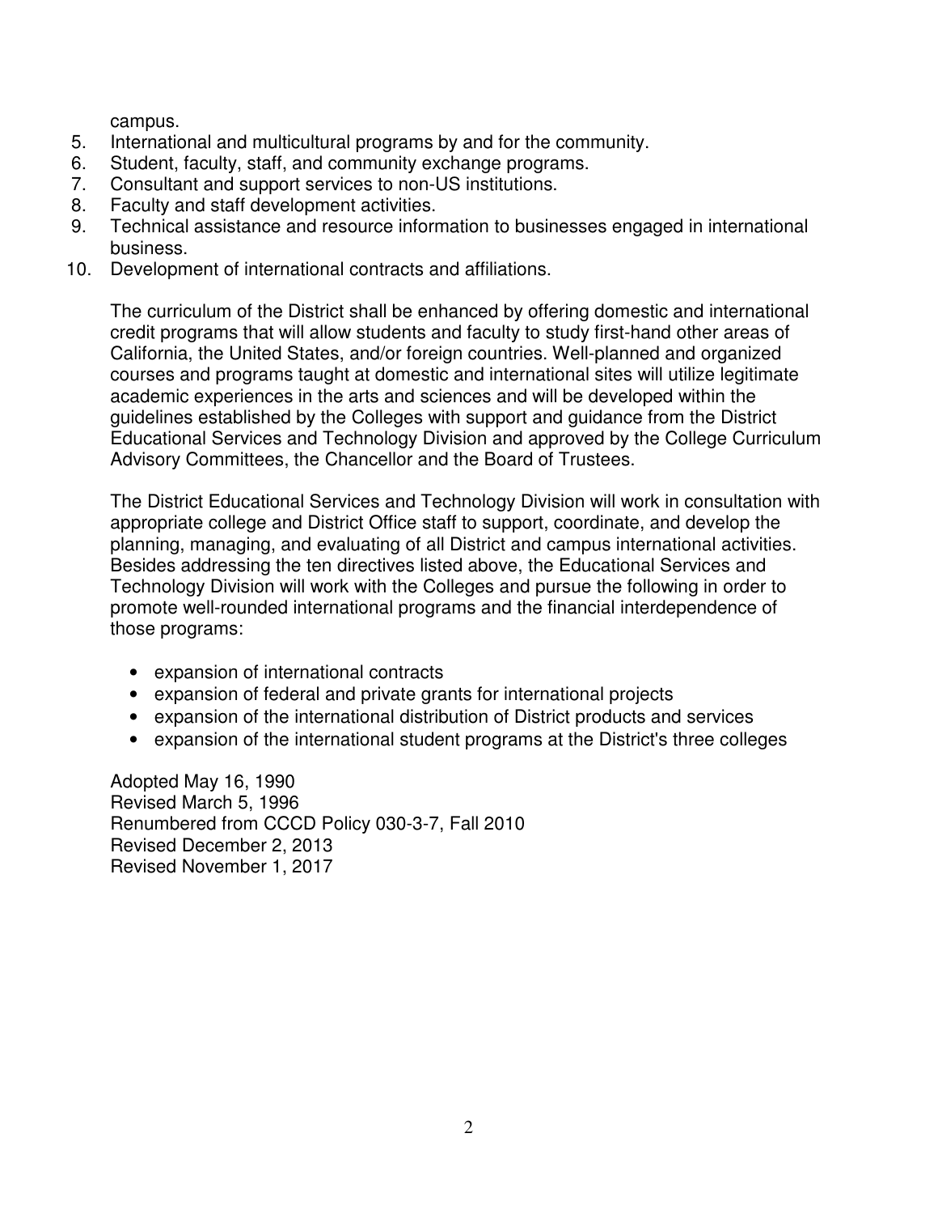campus.

5. International and multicultural programs by and for the community.
6. Student, faculty, staff, and community exchange programs.
7. Consultant and support services to non-US institutions.
8. Faculty and staff development activities.
9. Technical assistance and resource information to businesses engaged in international business.
10. Development of international contracts and affiliations.

The curriculum of the District shall be enhanced by offering domestic and international credit programs that will allow students and faculty to study first-hand other areas of California, the United States, and/or foreign countries. Well-planned and organized courses and programs taught at domestic and international sites will utilize legitimate academic experiences in the arts and sciences and will be developed within the guidelines established by the Colleges with support and guidance from the District Educational Services and Technology Division and approved by the College Curriculum Advisory Committees, the Chancellor and the Board of Trustees.

The District Educational Services and Technology Division will work in consultation with appropriate college and District Office staff to support, coordinate, and develop the planning, managing, and evaluating of all District and campus international activities. Besides addressing the ten directives listed above, the Educational Services and Technology Division will work with the Colleges and pursue the following in order to promote well-rounded international programs and the financial interdependence of those programs:

- expansion of international contracts
- expansion of federal and private grants for international projects
- expansion of the international distribution of District products and services
- expansion of the international student programs at the District's three colleges

Adopted May 16, 1990
Revised March 5, 1996
Renumbered from CCCD Policy 030-3-7, Fall 2010
Revised December 2, 2013
Revised November 1, 2017